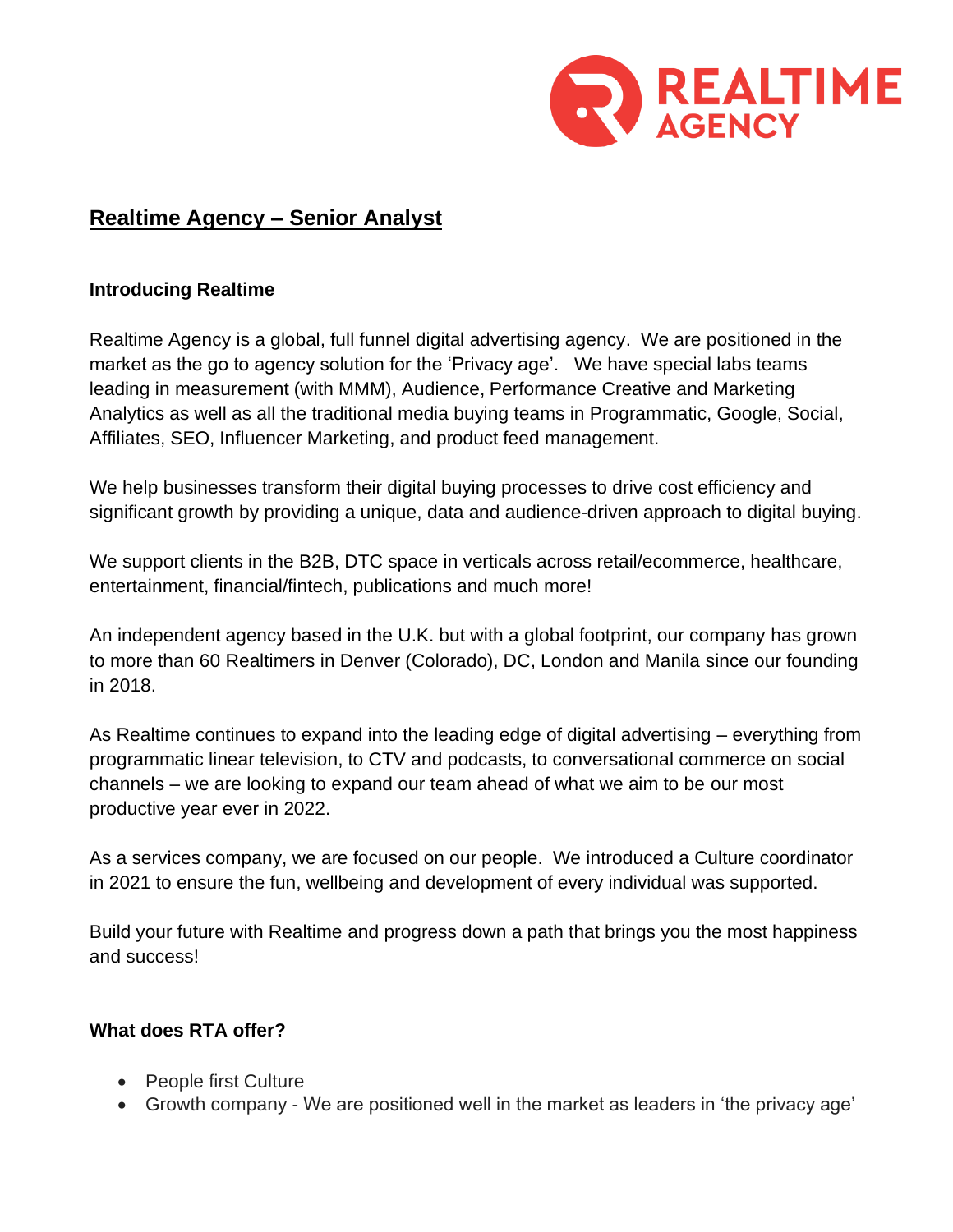# Realtime Agency – Senior Analyst

### Introducing Realtime

Realtime Agency is a global, full funnel digital advertising agency. We are positioned in the market as the go to agency solution for the 'Privacy age'. We have special labs teams leading in measurement (with MMM), Audience, Performance Creative and Marketing Analytics as well as all the traditional media buying teams in Programmatic, Google, Social, Affiliates, SEO, Influencer Marketing, and product feed management.

We help businesses transform their digital buying processes to drive cost efficiency and significant growth by providing a unique, data and audience-driven approach to digital buying.

We support clients in the B2B, DTC space in verticals across retail/ecommerce, healthcare, entertainment, financial/fintech, publications and much more!

An independent agency based in the U.K. but with a global footprint, our company has grown to more than 60 Realtimers in Denver (Colorado), DC, London and Manila since our founding in 2018.

As Realtime continues to expand into the leading edge of digital advertising – everything from programmatic linear television, to CTV and podcasts, to conversational commerce on social channels – we are looking to expand our team ahead of what we aim to be our most productive year ever in 2022.

As a services company, we are focused on our people. We introduced a Culture coordinator in 2021 to ensure the fun, wellbeing and development of every individual was supported.

Build your future with Realtime and progress down a path that brings you the most happiness and success!

### What does RTA offer?

- People first Culture
- Growth company - We are positioned well in the market as leaders in 'the privacy age'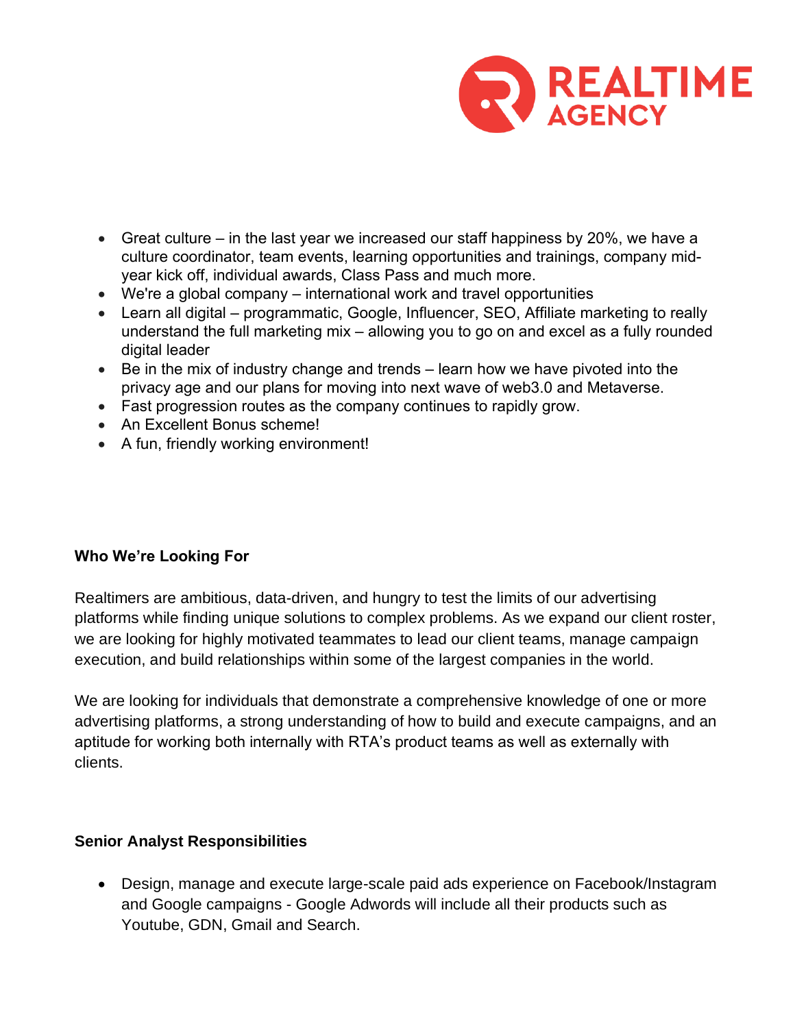- Great culture – in the last year we increased our staff happiness by 20%, we have a culture coordinator, team events, learning opportunities and trainings, company mid-year kick off, individual awards, Class Pass and much more.
- We're a global company – international work and travel opportunities
- Learn all digital – programmatic, Google, Influencer, SEO, Affiliate marketing to really understand the full marketing mix – allowing you to go on and excel as a fully rounded digital leader
- Be in the mix of industry change and trends – learn how we have pivoted into the privacy age and our plans for moving into next wave of web3.0 and Metaverse.
- Fast progression routes as the company continues to rapidly grow.
- An Excellent Bonus scheme!
- A fun, friendly working environment!

**Who We're Looking For**

Realtimers are ambitious, data-driven, and hungry to test the limits of our advertising platforms while finding unique solutions to complex problems. As we expand our client roster, we are looking for highly motivated teammates to lead our client teams, manage campaign execution, and build relationships within some of the largest companies in the world.

We are looking for individuals that demonstrate a comprehensive knowledge of one or more advertising platforms, a strong understanding of how to build and execute campaigns, and an aptitude for working both internally with RTA's product teams as well as externally with clients.

**Senior Analyst Responsibilities**

- Design, manage and execute large-scale paid ads experience on Facebook/Instagram and Google campaigns - Google Adwords will include all their products such as Youtube, GDN, Gmail and Search.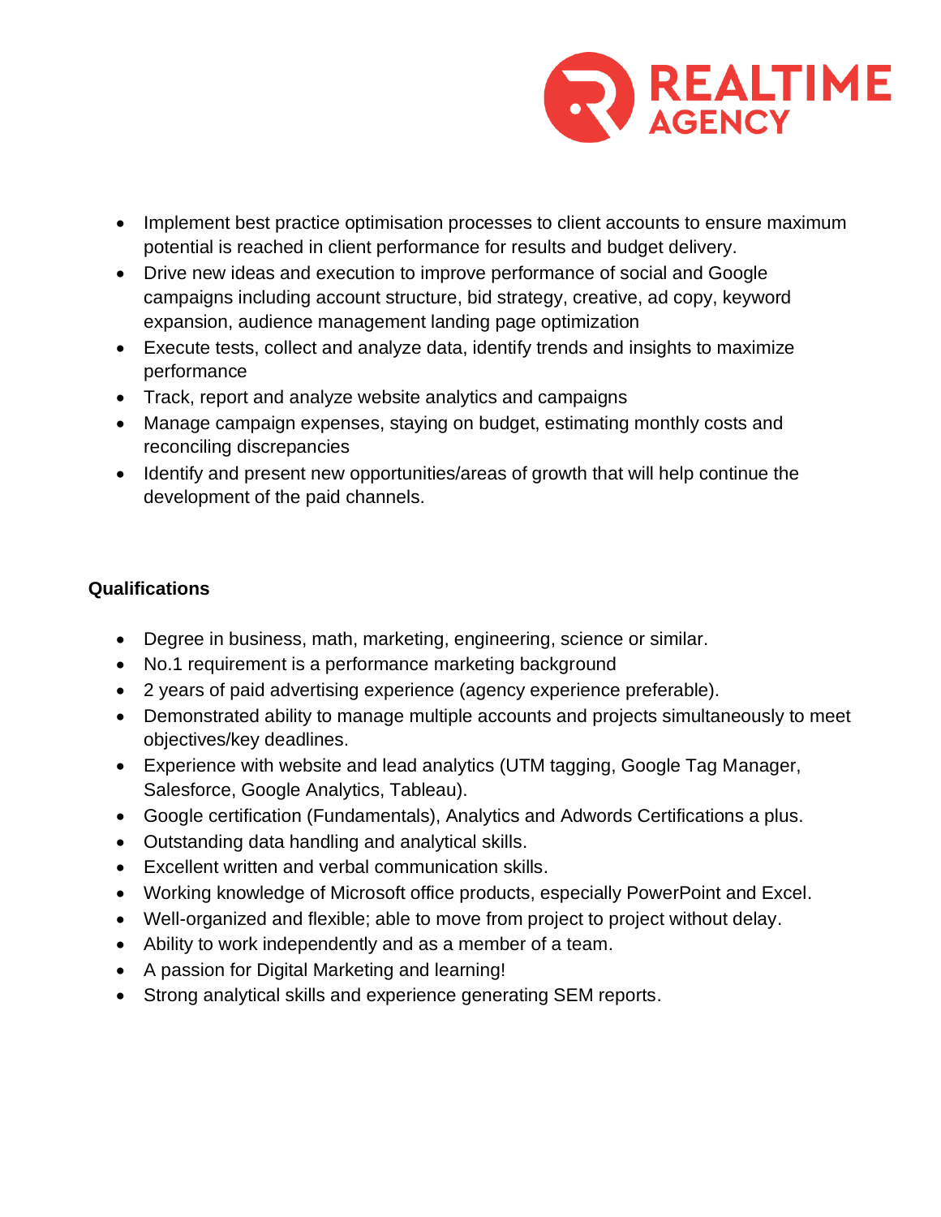- Implement best practice optimisation processes to client accounts to ensure maximum potential is reached in client performance for results and budget delivery.
- Drive new ideas and execution to improve performance of social and Google campaigns including account structure, bid strategy, creative, ad copy, keyword expansion, audience management landing page optimization
- Execute tests, collect and analyze data, identify trends and insights to maximize performance
- Track, report and analyze website analytics and campaigns
- Manage campaign expenses, staying on budget, estimating monthly costs and reconciling discrepancies
- Identify and present new opportunities/areas of growth that will help continue the development of the paid channels.

**Qualifications**

- Degree in business, math, marketing, engineering, science or similar.
- No.1 requirement is a performance marketing background
- 2 years of paid advertising experience (agency experience preferable).
- Demonstrated ability to manage multiple accounts and projects simultaneously to meet objectives/key deadlines.
- Experience with website and lead analytics (UTM tagging, Google Tag Manager, Salesforce, Google Analytics, Tableau).
- Google certification (Fundamentals), Analytics and Adwords Certifications a plus.
- Outstanding data handling and analytical skills.
- Excellent written and verbal communication skills.
- Working knowledge of Microsoft office products, especially PowerPoint and Excel.
- Well-organized and flexible; able to move from project to project without delay.
- Ability to work independently and as a member of a team.
- A passion for Digital Marketing and learning!
- Strong analytical skills and experience generating SEM reports.